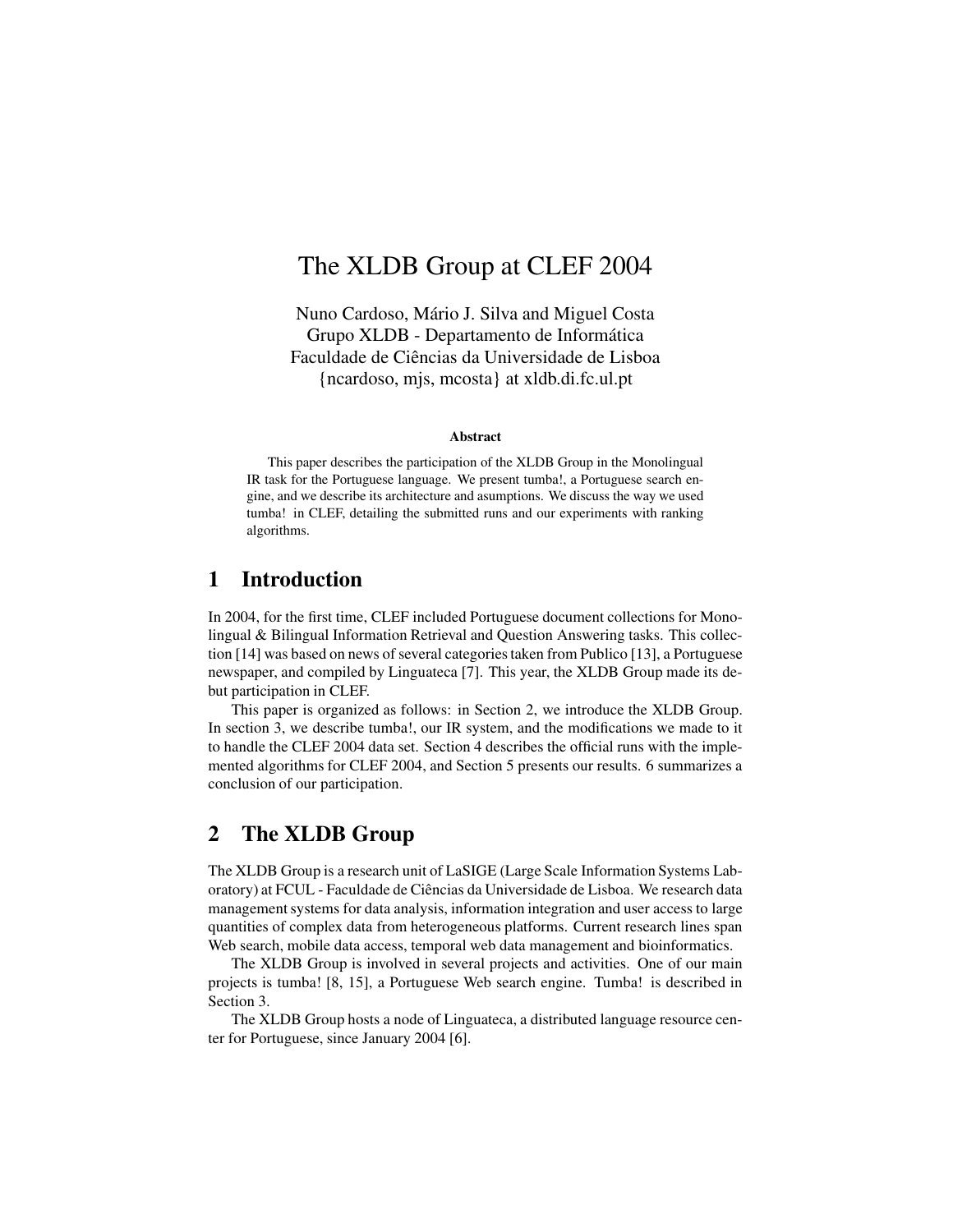# The XLDB Group at CLEF 2004

Nuno Cardoso, Mário J. Silva and Miguel Costa
Grupo XLDB - Departamento de Informática
Faculdade de Ciências da Universidade de Lisboa
{ncardoso, mjs, mcosta} at xldb.di.fc.ul.pt

**Abstract**

This paper describes the participation of the XLDB Group in the Monolingual IR task for the Portuguese language. We present tumba!, a Portuguese search engine, and we describe its architecture and asumptions. We discuss the way we used tumba! in CLEF, detailing the submitted runs and our experiments with ranking algorithms.

## 1 Introduction

In 2004, for the first time, CLEF included Portuguese document collections for Monolingual & Bilingual Information Retrieval and Question Answering tasks. This collection [14] was based on news of several categories taken from Publico [13], a Portuguese newspaper, and compiled by Linguateca [7]. This year, the XLDB Group made its debut participation in CLEF.

This paper is organized as follows: in Section 2, we introduce the XLDB Group. In section 3, we describe tumba!, our IR system, and the modifications we made to it to handle the CLEF 2004 data set. Section 4 describes the official runs with the implemented algorithms for CLEF 2004, and Section 5 presents our results. 6 summarizes a conclusion of our participation.

## 2 The XLDB Group

The XLDB Group is a research unit of LaSIGE (Large Scale Information Systems Laboratory) at FCUL - Faculdade de Ciências da Universidade de Lisboa. We research data management systems for data analysis, information integration and user access to large quantities of complex data from heterogeneous platforms. Current research lines span Web search, mobile data access, temporal web data management and bioinformatics.

The XLDB Group is involved in several projects and activities. One of our main projects is tumba! [8, 15], a Portuguese Web search engine. Tumba! is described in Section 3.

The XLDB Group hosts a node of Linguateca, a distributed language resource center for Portuguese, since January 2004 [6].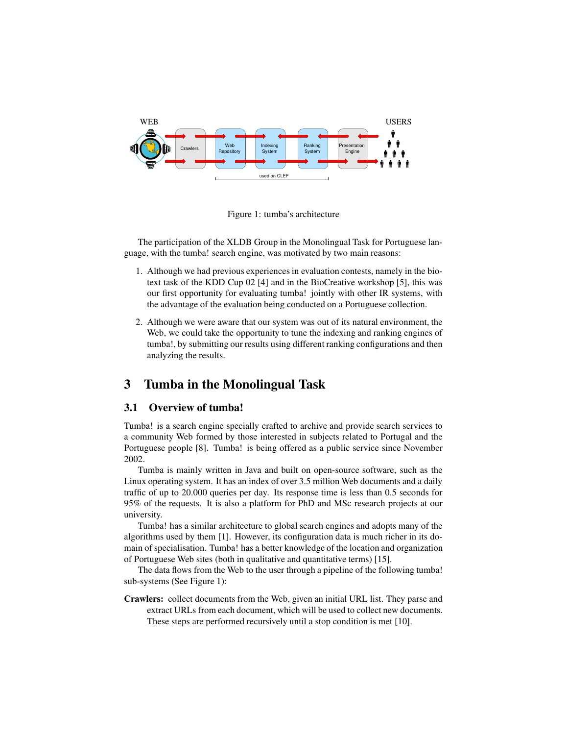Figure 1: tumba's architecture

The participation of the XLDB Group in the Monolingual Task for Portuguese language, with the tumba! search engine, was motivated by two main reasons:

1. Although we had previous experiences in evaluation contests, namely in the bio-text task of the KDD Cup 02 [4] and in the BioCreative workshop [5], this was our first opportunity for evaluating tumba! jointly with other IR systems, with the advantage of the evaluation being conducted on a Portuguese collection.

2. Although we were aware that our system was out of its natural environment, the Web, we could take the opportunity to tune the indexing and ranking engines of tumba!, by submitting our results using different ranking configurations and then analyzing the results.

# 3 Tumba in the Monolingual Task

## 3.1 Overview of tumba!

Tumba! is a search engine specially crafted to archive and provide search services to a community Web formed by those interested in subjects related to Portugal and the Portuguese people [8]. Tumba! is being offered as a public service since November 2002.

Tumba is mainly written in Java and built on open-source software, such as the Linux operating system. It has an index of over 3.5 million Web documents and a daily traffic of up to 20.000 queries per day. Its response time is less than 0.5 seconds for 95% of the requests. It is also a platform for PhD and MSc research projects at our university.

Tumba! has a similar architecture to global search engines and adopts many of the algorithms used by them [1]. However, its configuration data is much richer in its domain of specialisation. Tumba! has a better knowledge of the location and organization of Portuguese Web sites (both in qualitative and quantitative terms) [15].

The data flows from the Web to the user through a pipeline of the following tumba! sub-systems (See Figure 1):

**Crawlers:** collect documents from the Web, given an initial URL list. They parse and extract URLs from each document, which will be used to collect new documents. These steps are performed recursively until a stop condition is met [10].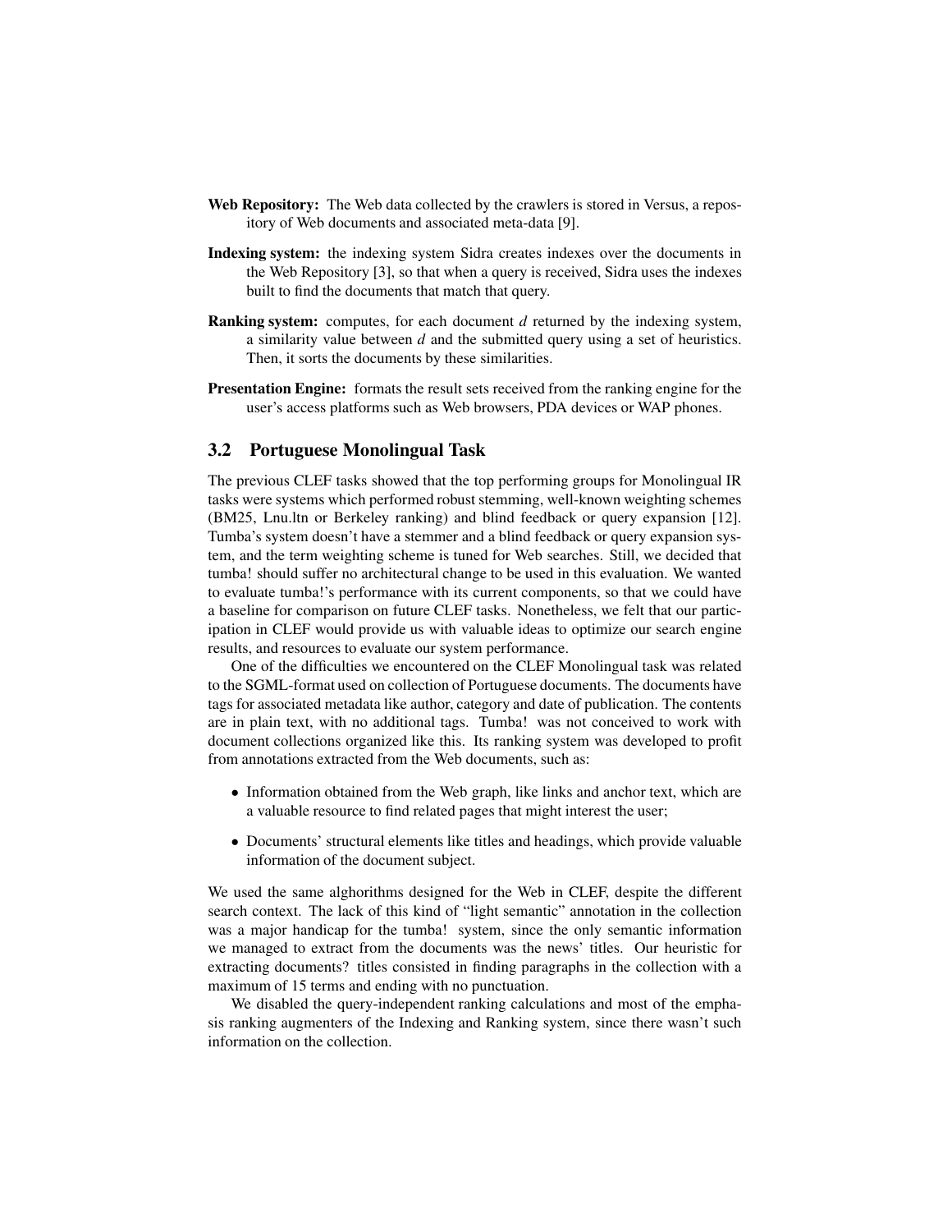**Web Repository:** The Web data collected by the crawlers is stored in Versus, a repository of Web documents and associated meta-data [9].

**Indexing system:** the indexing system Sidra creates indexes over the documents in the Web Repository [3], so that when a query is received, Sidra uses the indexes built to find the documents that match that query.

**Ranking system:** computes, for each document *d* returned by the indexing system, a similarity value between *d* and the submitted query using a set of heuristics. Then, it sorts the documents by these similarities.

**Presentation Engine:** formats the result sets received from the ranking engine for the user's access platforms such as Web browsers, PDA devices or WAP phones.

### 3.2 Portuguese Monolingual Task

The previous CLEF tasks showed that the top performing groups for Monolingual IR tasks were systems which performed robust stemming, well-known weighting schemes (BM25, Lnu.ltn or Berkeley ranking) and blind feedback or query expansion [12]. Tumba's system doesn't have a stemmer and a blind feedback or query expansion system, and the term weighting scheme is tuned for Web searches. Still, we decided that tumba! should suffer no architectural change to be used in this evaluation. We wanted to evaluate tumba!'s performance with its current components, so that we could have a baseline for comparison on future CLEF tasks. Nonetheless, we felt that our participation in CLEF would provide us with valuable ideas to optimize our search engine results, and resources to evaluate our system performance.

One of the difficulties we encountered on the CLEF Monolingual task was related to the SGML-format used on collection of Portuguese documents. The documents have tags for associated metadata like author, category and date of publication. The contents are in plain text, with no additional tags. Tumba! was not conceived to work with document collections organized like this. Its ranking system was developed to profit from annotations extracted from the Web documents, such as:

- Information obtained from the Web graph, like links and anchor text, which are a valuable resource to find related pages that might interest the user;
- Documents' structural elements like titles and headings, which provide valuable information of the document subject.

We used the same alghorithms designed for the Web in CLEF, despite the different search context. The lack of this kind of "light semantic" annotation in the collection was a major handicap for the tumba! system, since the only semantic information we managed to extract from the documents was the news' titles. Our heuristic for extracting documents? titles consisted in finding paragraphs in the collection with a maximum of 15 terms and ending with no punctuation.

We disabled the query-independent ranking calculations and most of the emphasis ranking augmenters of the Indexing and Ranking system, since there wasn't such information on the collection.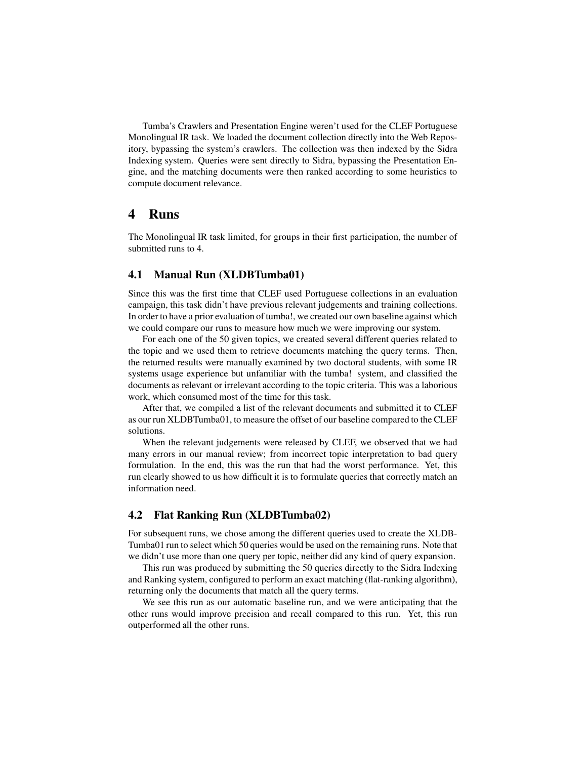Tumba's Crawlers and Presentation Engine weren't used for the CLEF Portuguese Monolingual IR task. We loaded the document collection directly into the Web Repository, bypassing the system's crawlers. The collection was then indexed by the Sidra Indexing system. Queries were sent directly to Sidra, bypassing the Presentation Engine, and the matching documents were then ranked according to some heuristics to compute document relevance.

# 4 Runs

The Monolingual IR task limited, for groups in their first participation, the number of submitted runs to 4.

## 4.1 Manual Run (XLDBTumba01)

Since this was the first time that CLEF used Portuguese collections in an evaluation campaign, this task didn't have previous relevant judgements and training collections. In order to have a prior evaluation of tumba!, we created our own baseline against which we could compare our runs to measure how much we were improving our system.

For each one of the 50 given topics, we created several different queries related to the topic and we used them to retrieve documents matching the query terms. Then, the returned results were manually examined by two doctoral students, with some IR systems usage experience but unfamiliar with the tumba! system, and classified the documents as relevant or irrelevant according to the topic criteria. This was a laborious work, which consumed most of the time for this task.

After that, we compiled a list of the relevant documents and submitted it to CLEF as our run XLDBTumba01, to measure the offset of our baseline compared to the CLEF solutions.

When the relevant judgements were released by CLEF, we observed that we had many errors in our manual review; from incorrect topic interpretation to bad query formulation. In the end, this was the run that had the worst performance. Yet, this run clearly showed to us how difficult it is to formulate queries that correctly match an information need.

## 4.2 Flat Ranking Run (XLDBTumba02)

For subsequent runs, we chose among the different queries used to create the XLDB-Tumba01 run to select which 50 queries would be used on the remaining runs. Note that we didn't use more than one query per topic, neither did any kind of query expansion.

This run was produced by submitting the 50 queries directly to the Sidra Indexing and Ranking system, configured to perform an exact matching (flat-ranking algorithm), returning only the documents that match all the query terms.

We see this run as our automatic baseline run, and we were anticipating that the other runs would improve precision and recall compared to this run. Yet, this run outperformed all the other runs.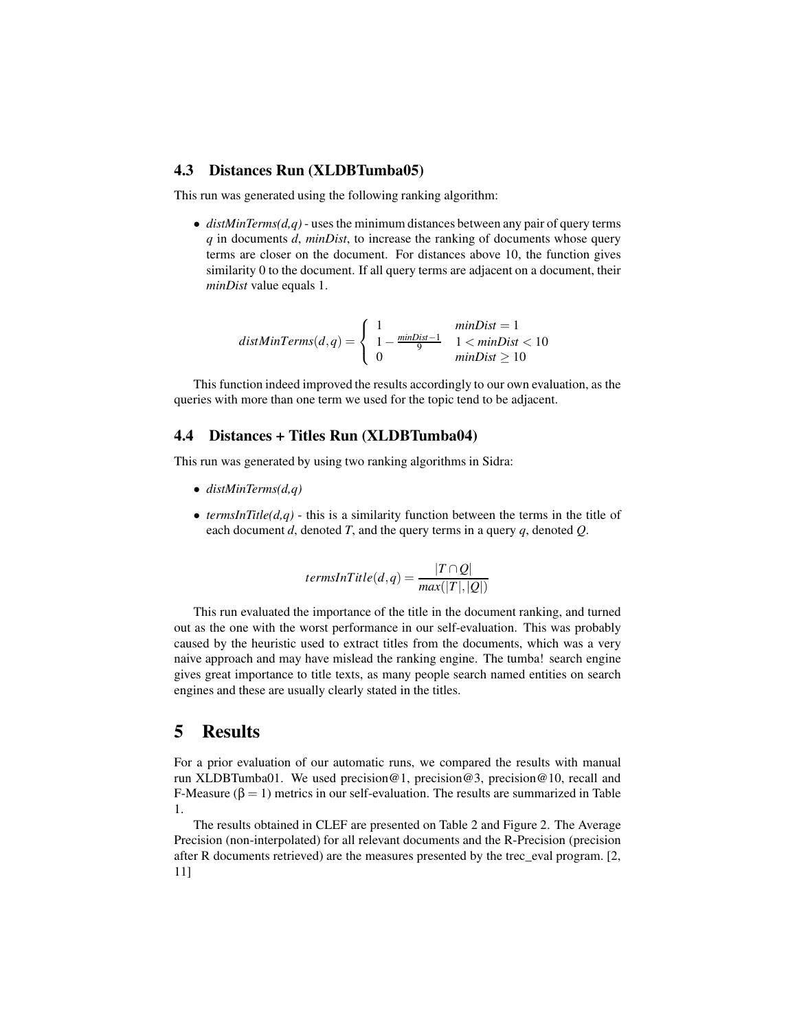### 4.3 Distances Run (XLDBTumba05)

This run was generated using the following ranking algorithm:

- *distMinTerms(d,q)* - uses the minimum distances between any pair of query terms *q* in documents *d*, *minDist*, to increase the ranking of documents whose query terms are closer on the document. For distances above 10, the function gives similarity 0 to the document. If all query terms are adjacent on a document, their *minDist* value equals 1.

$$distMinTerms(d,q) = \begin{cases} 1 & minDist = 1 \\ 1 - \frac{minDist-1}{9} & 1 < minDist < 10 \\ 0 & minDist \geq 10 \end{cases}$$

This function indeed improved the results accordingly to our own evaluation, as the queries with more than one term we used for the topic tend to be adjacent.

### 4.4 Distances + Titles Run (XLDBTumba04)

This run was generated by using two ranking algorithms in Sidra:

- *distMinTerms(d,q)*
- *termsInTitle(d,q)* - this is a similarity function between the terms in the title of each document *d*, denoted *T*, and the query terms in a query *q*, denoted *Q*.

$$termsInTitle(d,q) = \frac{|T \cap Q|}{max(|T|,|Q|)}$$

This run evaluated the importance of the title in the document ranking, and turned out as the one with the worst performance in our self-evaluation. This was probably caused by the heuristic used to extract titles from the documents, which was a very naive approach and may have mislead the ranking engine. The tumba! search engine gives great importance to title texts, as many people search named entities on search engines and these are usually clearly stated in the titles.

## 5 Results

For a prior evaluation of our automatic runs, we compared the results with manual run XLDBTumba01. We used precision@1, precision@3, precision@10, recall and F-Measure ($\beta = 1$) metrics in our self-evaluation. The results are summarized in Table 1.

The results obtained in CLEF are presented on Table 2 and Figure 2. The Average Precision (non-interpolated) for all relevant documents and the R-Precision (precision after R documents retrieved) are the measures presented by the trec_eval program. [2, 11]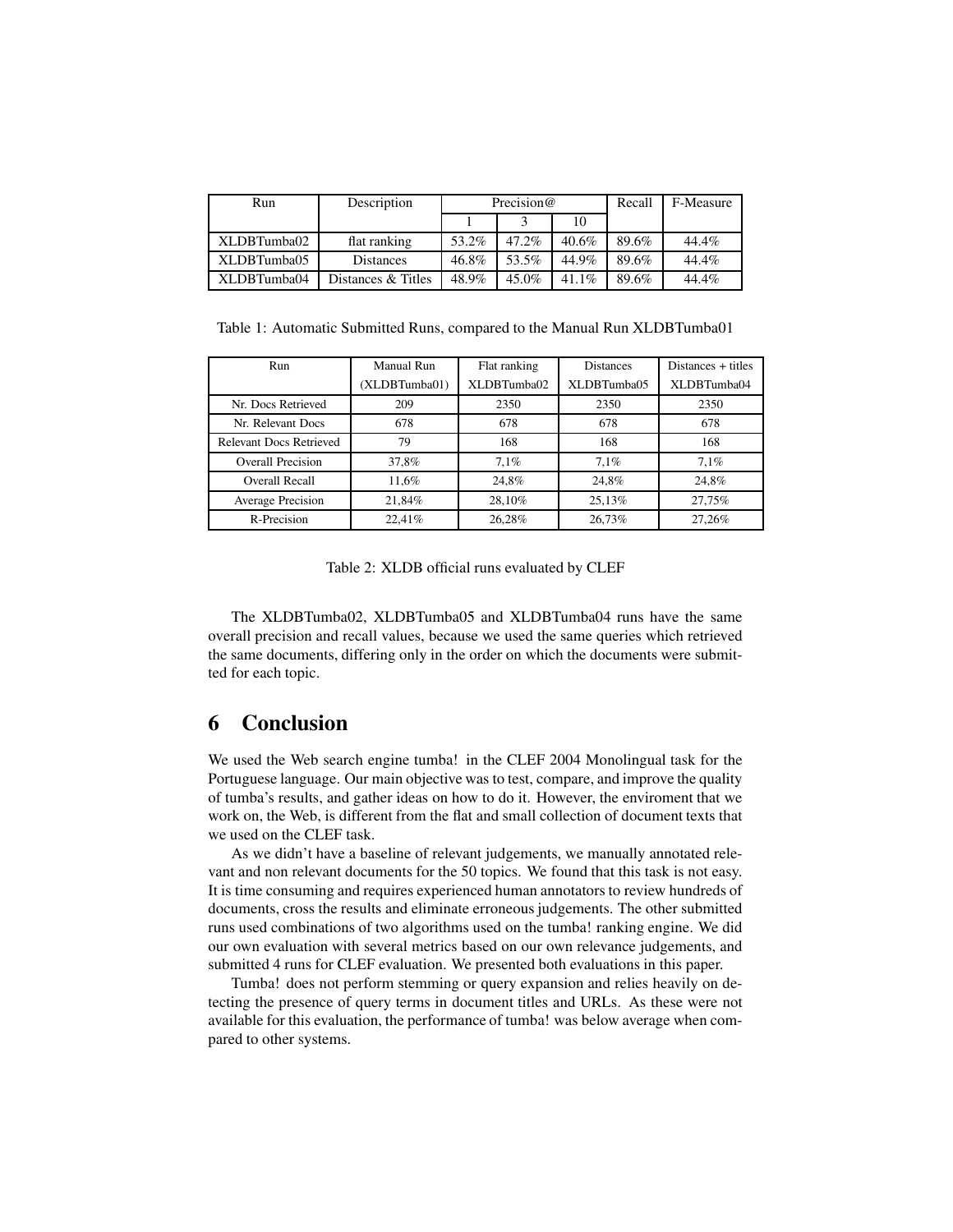| Run | Description | Precision@ | | | Recall | F-Measure |
|---|---|---|---|---|---|---|
| | | 1 | 3 | 10 | | |
| XLDBTumba02 | flat ranking | 53.2% | 47.2% | 40.6% | 89.6% | 44.4% |
| XLDBTumba05 | Distances | 46.8% | 53.5% | 44.9% | 89.6% | 44.4% |
| XLDBTumba04 | Distances & Titles | 48.9% | 45.0% | 41.1% | 89.6% | 44.4% |

Table 1: Automatic Submitted Runs, compared to the Manual Run XLDBTumba01

| Run | Manual Run (XLDBTumba01) | Flat ranking XLDBTumba02 | Distances XLDBTumba05 | Distances + titles XLDBTumba04 |
|---|---|---|---|---|
| Nr. Docs Retrieved | 209 | 2350 | 2350 | 2350 |
| Nr. Relevant Docs | 678 | 678 | 678 | 678 |
| Relevant Docs Retrieved | 79 | 168 | 168 | 168 |
| Overall Precision | 37,8% | 7,1% | 7,1% | 7,1% |
| Overall Recall | 11,6% | 24,8% | 24,8% | 24,8% |
| Average Precision | 21,84% | 28,10% | 25,13% | 27,75% |
| R-Precision | 22,41% | 26,28% | 26,73% | 27,26% |

Table 2: XLDB official runs evaluated by CLEF

The XLDBTumba02, XLDBTumba05 and XLDBTumba04 runs have the same overall precision and recall values, because we used the same queries which retrieved the same documents, differing only in the order on which the documents were submitted for each topic.

## 6 Conclusion

We used the Web search engine tumba! in the CLEF 2004 Monolingual task for the Portuguese language. Our main objective was to test, compare, and improve the quality of tumba's results, and gather ideas on how to do it. However, the enviroment that we work on, the Web, is different from the flat and small collection of document texts that we used on the CLEF task.

As we didn't have a baseline of relevant judgements, we manually annotated relevant and non relevant documents for the 50 topics. We found that this task is not easy. It is time consuming and requires experienced human annotators to review hundreds of documents, cross the results and eliminate erroneous judgements. The other submitted runs used combinations of two algorithms used on the tumba! ranking engine. We did our own evaluation with several metrics based on our own relevance judgements, and submitted 4 runs for CLEF evaluation. We presented both evaluations in this paper.

Tumba! does not perform stemming or query expansion and relies heavily on detecting the presence of query terms in document titles and URLs. As these were not available for this evaluation, the performance of tumba! was below average when compared to other systems.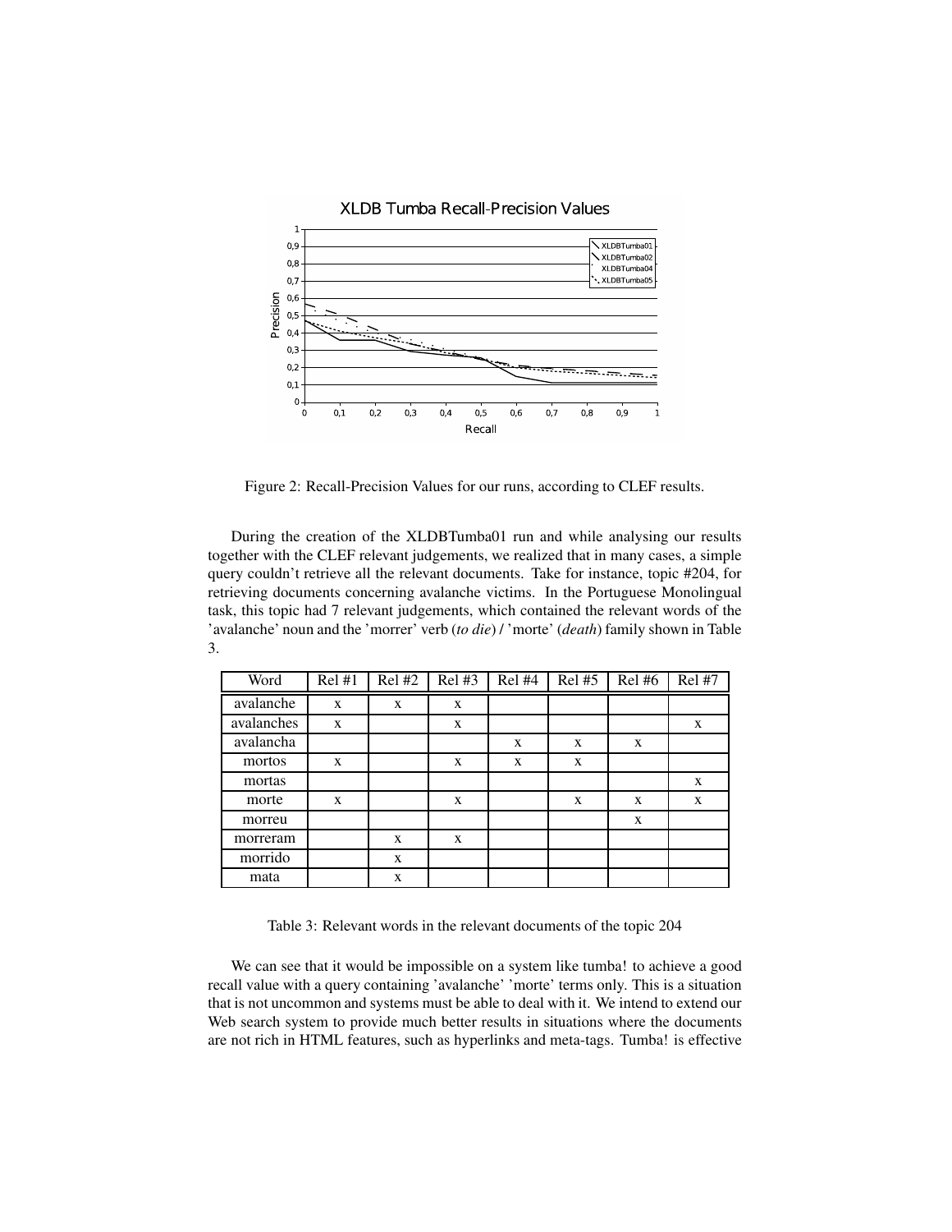Figure 2: Recall-Precision Values for our runs, according to CLEF results.

During the creation of the XLDBTumba01 run and while analysing our results together with the CLEF relevant judgements, we realized that in many cases, a simple query couldn't retrieve all the relevant documents. Take for instance, topic #204, for retrieving documents concerning avalanche victims. In the Portuguese Monolingual task, this topic had 7 relevant judgements, which contained the relevant words of the 'avalanche' noun and the 'morrer' verb (*to die*) / 'morte' (*death*) family shown in Table 3.

| Word | Rel #1 | Rel #2 | Rel #3 | Rel #4 | Rel #5 | Rel #6 | Rel #7 |
|---|---|---|---|---|---|---|---|
| avalanche | x | x | x | | | | |
| avalanches | x | | x | | | | x |
| avalancha | | | | x | x | x | |
| mortos | x | | x | x | x | | |
| mortas | | | | | | | x |
| morte | x | | x | | x | x | x |
| morreu | | | | | | x | |
| morreram | | x | x | | | | |
| morrido | | x | | | | | |
| mata | | x | | | | | |

Table 3: Relevant words in the relevant documents of the topic 204

We can see that it would be impossible on a system like tumba! to achieve a good recall value with a query containing 'avalanche' 'morte' terms only. This is a situation that is not uncommon and systems must be able to deal with it. We intend to extend our Web search system to provide much better results in situations where the documents are not rich in HTML features, such as hyperlinks and meta-tags. Tumba! is effective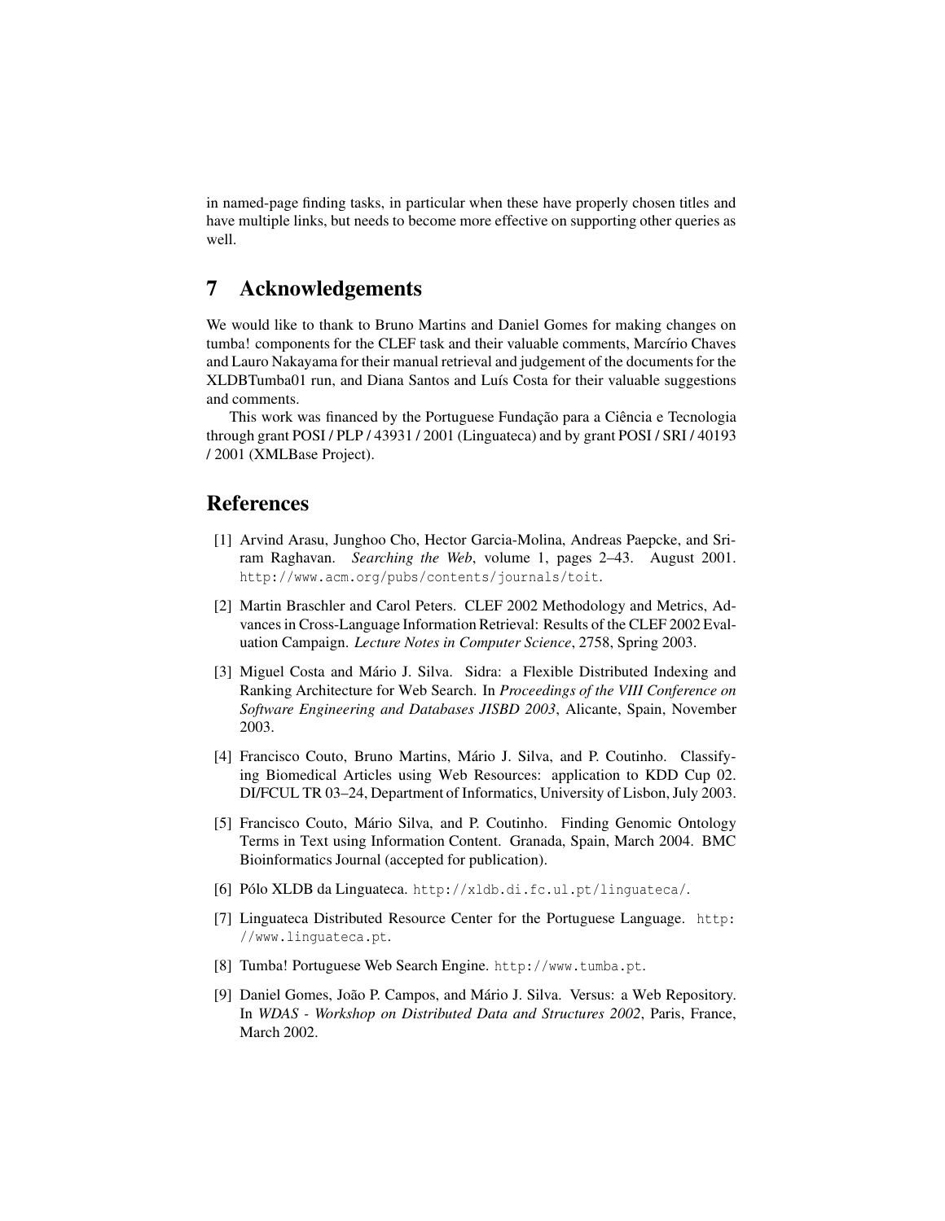in named-page finding tasks, in particular when these have properly chosen titles and have multiple links, but needs to become more effective on supporting other queries as well.

## 7 Acknowledgements

We would like to thank to Bruno Martins and Daniel Gomes for making changes on tumba! components for the CLEF task and their valuable comments, Marcírio Chaves and Lauro Nakayama for their manual retrieval and judgement of the documents for the XLDBTumba01 run, and Diana Santos and Luís Costa for their valuable suggestions and comments.

This work was financed by the Portuguese Fundação para a Ciência e Tecnologia through grant POSI / PLP / 43931 / 2001 (Linguateca) and by grant POSI / SRI / 40193 / 2001 (XMLBase Project).

## References

[1] Arvind Arasu, Junghoo Cho, Hector Garcia-Molina, Andreas Paepcke, and Sriram Raghavan. *Searching the Web*, volume 1, pages 2–43. August 2001. http://www.acm.org/pubs/contents/journals/toit.

[2] Martin Braschler and Carol Peters. CLEF 2002 Methodology and Metrics, Advances in Cross-Language Information Retrieval: Results of the CLEF 2002 Evaluation Campaign. *Lecture Notes in Computer Science*, 2758, Spring 2003.

[3] Miguel Costa and Mário J. Silva. Sidra: a Flexible Distributed Indexing and Ranking Architecture for Web Search. In *Proceedings of the VIII Conference on Software Engineering and Databases JISBD 2003*, Alicante, Spain, November 2003.

[4] Francisco Couto, Bruno Martins, Mário J. Silva, and P. Coutinho. Classifying Biomedical Articles using Web Resources: application to KDD Cup 02. DI/FCUL TR 03–24, Department of Informatics, University of Lisbon, July 2003.

[5] Francisco Couto, Mário Silva, and P. Coutinho. Finding Genomic Ontology Terms in Text using Information Content. Granada, Spain, March 2004. BMC Bioinformatics Journal (accepted for publication).

[6] Pólo XLDB da Linguateca. http://xldb.di.fc.ul.pt/linguateca/.

[7] Linguateca Distributed Resource Center for the Portuguese Language. http://www.linguateca.pt.

[8] Tumba! Portuguese Web Search Engine. http://www.tumba.pt.

[9] Daniel Gomes, João P. Campos, and Mário J. Silva. Versus: a Web Repository. In *WDAS - Workshop on Distributed Data and Structures 2002*, Paris, France, March 2002.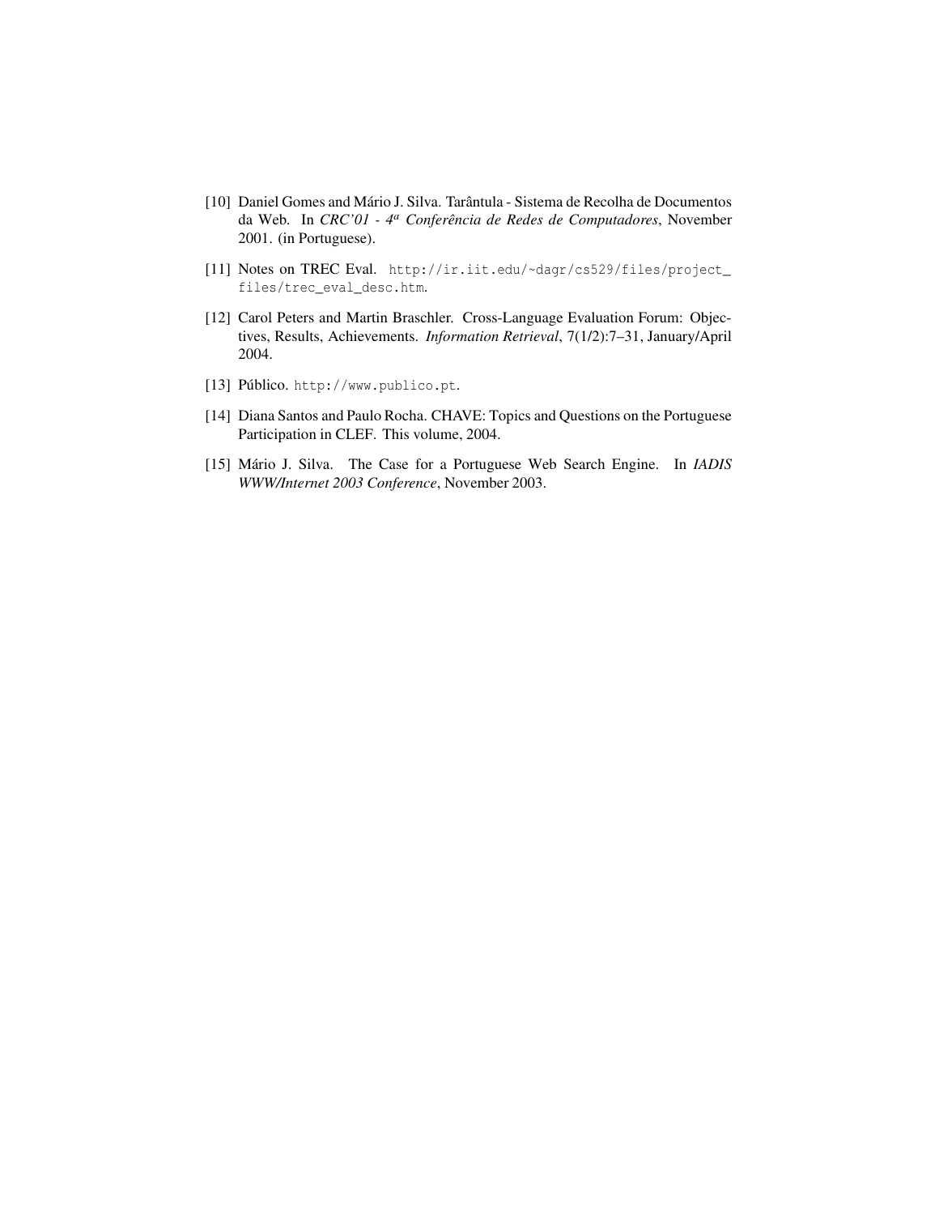[10] Daniel Gomes and Mário J. Silva. Tarântula - Sistema de Recolha de Documentos da Web. In *CRC'01 - 4ª Conferência de Redes de Computadores*, November 2001. (in Portuguese).

[11] Notes on TREC Eval. http://ir.iit.edu/~dagr/cs529/files/project_files/trec_eval_desc.htm.

[12] Carol Peters and Martin Braschler. Cross-Language Evaluation Forum: Objectives, Results, Achievements. *Information Retrieval*, 7(1/2):7–31, January/April 2004.

[13] Público. http://www.publico.pt.

[14] Diana Santos and Paulo Rocha. CHAVE: Topics and Questions on the Portuguese Participation in CLEF. This volume, 2004.

[15] Mário J. Silva. The Case for a Portuguese Web Search Engine. In *IADIS WWW/Internet 2003 Conference*, November 2003.